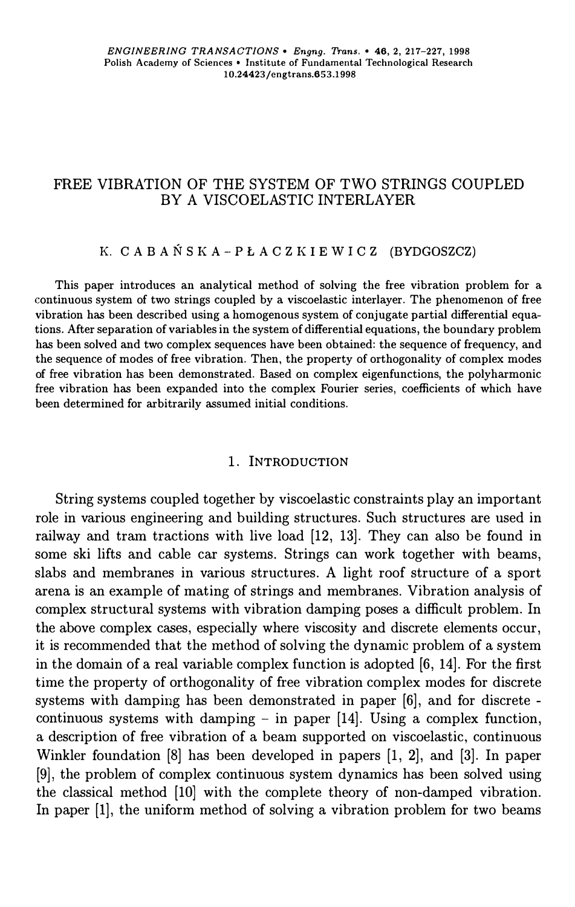ENGINEERING TRANSACTIONS • Engng. Trans. • 46, 2, 217–227, 1998
Polish Academy of Sciences • Institute of Fundamental Technological Research
10.24423/engtrans.653.1998

# FREE VIBRATION OF THE SYSTEM OF TWO STRINGS COUPLED BY A VISCOELASTIC INTERLAYER

K. CABAŃSKA-PŁACZKIEWICZ (BYDGOSZCZ)

This paper introduces an analytical method of solving the free vibration problem for a continuous system of two strings coupled by a viscoelastic interlayer. The phenomenon of free vibration has been described using a homogenous system of conjugate partial differential equations. After separation of variables in the system of differential equations, the boundary problem has been solved and two complex sequences have been obtained: the sequence of frequency, and the sequence of modes of free vibration. Then, the property of orthogonality of complex modes of free vibration has been demonstrated. Based on complex eigenfunctions, the polyharmonic free vibration has been expanded into the complex Fourier series, coefficients of which have been determined for arbitrarily assumed initial conditions.

## 1. Introduction

String systems coupled together by viscoelastic constraints play an important role in various engineering and building structures. Such structures are used in railway and tram tractions with live load [12, 13]. They can also be found in some ski lifts and cable car systems. Strings can work together with beams, slabs and membranes in various structures. A light roof structure of a sport arena is an example of mating of strings and membranes. Vibration analysis of complex structural systems with vibration damping poses a difficult problem. In the above complex cases, especially where viscosity and discrete elements occur, it is recommended that the method of solving the dynamic problem of a system in the domain of a real variable complex function is adopted [6, 14]. For the first time the property of orthogonality of free vibration complex modes for discrete systems with damping has been demonstrated in paper [6], and for discrete - continuous systems with damping – in paper [14]. Using a complex function, a description of free vibration of a beam supported on viscoelastic, continuous Winkler foundation [8] has been developed in papers [1, 2], and [3]. In paper [9], the problem of complex continuous system dynamics has been solved using the classical method [10] with the complete theory of non-damped vibration. In paper [1], the uniform method of solving a vibration problem for two beams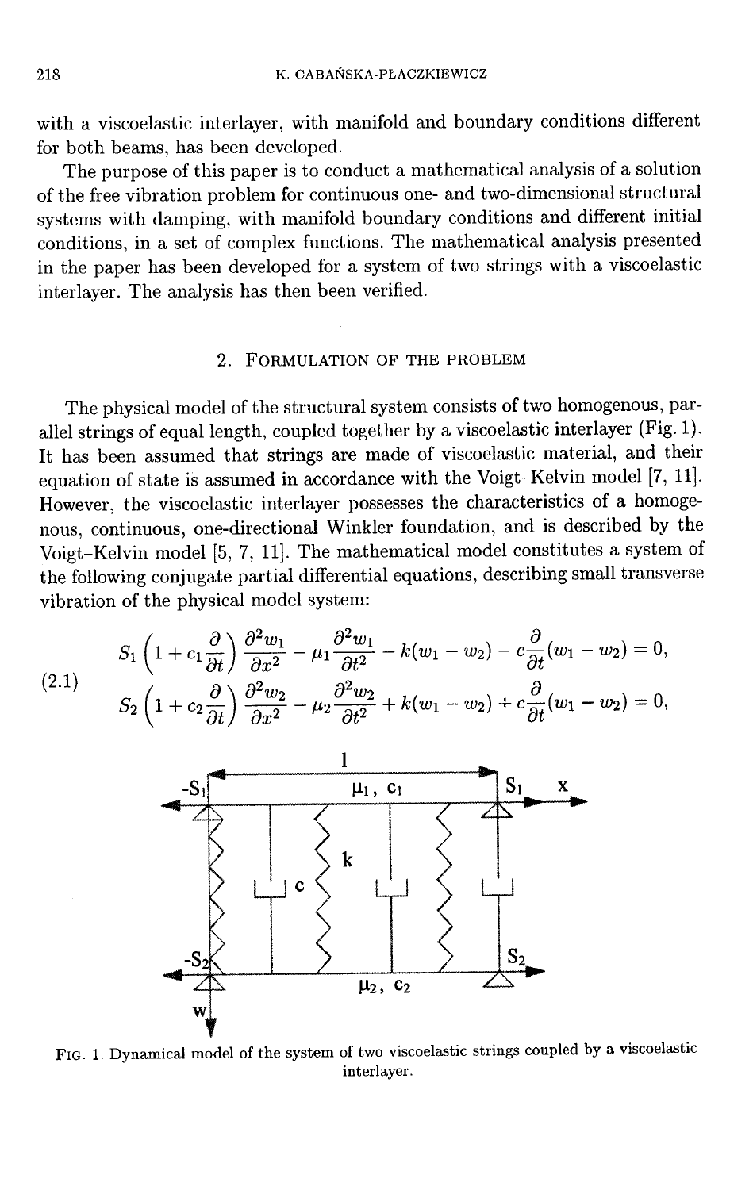with a viscoelastic interlayer, with manifold and boundary conditions different for both beams, has been developed.

The purpose of this paper is to conduct a mathematical analysis of a solution of the free vibration problem for continuous one- and two-dimensional structural systems with damping, with manifold boundary conditions and different initial conditions, in a set of complex functions. The mathematical analysis presented in the paper has been developed for a system of two strings with a viscoelastic interlayer. The analysis has then been verified.

## 2. Formulation of the problem

The physical model of the structural system consists of two homogenous, parallel strings of equal length, coupled together by a viscoelastic interlayer (Fig. 1). It has been assumed that strings are made of viscoelastic material, and their equation of state is assumed in accordance with the Voigt–Kelvin model [7, 11]. However, the viscoelastic interlayer possesses the characteristics of a homogenous, continuous, one-directional Winkler foundation, and is described by the Voigt–Kelvin model [5, 7, 11]. The mathematical model constitutes a system of the following conjugate partial differential equations, describing small transverse vibration of the physical model system:

$$
\begin{aligned}
&S_1\left(1 + c_1\frac{\partial}{\partial t}\right)\frac{\partial^2 w_1}{\partial x^2} - \mu_1\frac{\partial^2 w_1}{\partial t^2} - k(w_1 - w_2) - c\frac{\partial}{\partial t}(w_1 - w_2) = 0,\\
&S_2\left(1 + c_2\frac{\partial}{\partial t}\right)\frac{\partial^2 w_2}{\partial x^2} - \mu_2\frac{\partial^2 w_2}{\partial t^2} + k(w_1 - w_2) + c\frac{\partial}{\partial t}(w_1 - w_2) = 0,
\end{aligned}
\tag{2.1}
$$

Fig. 1. Dynamical model of the system of two viscoelastic strings coupled by a viscoelastic interlayer.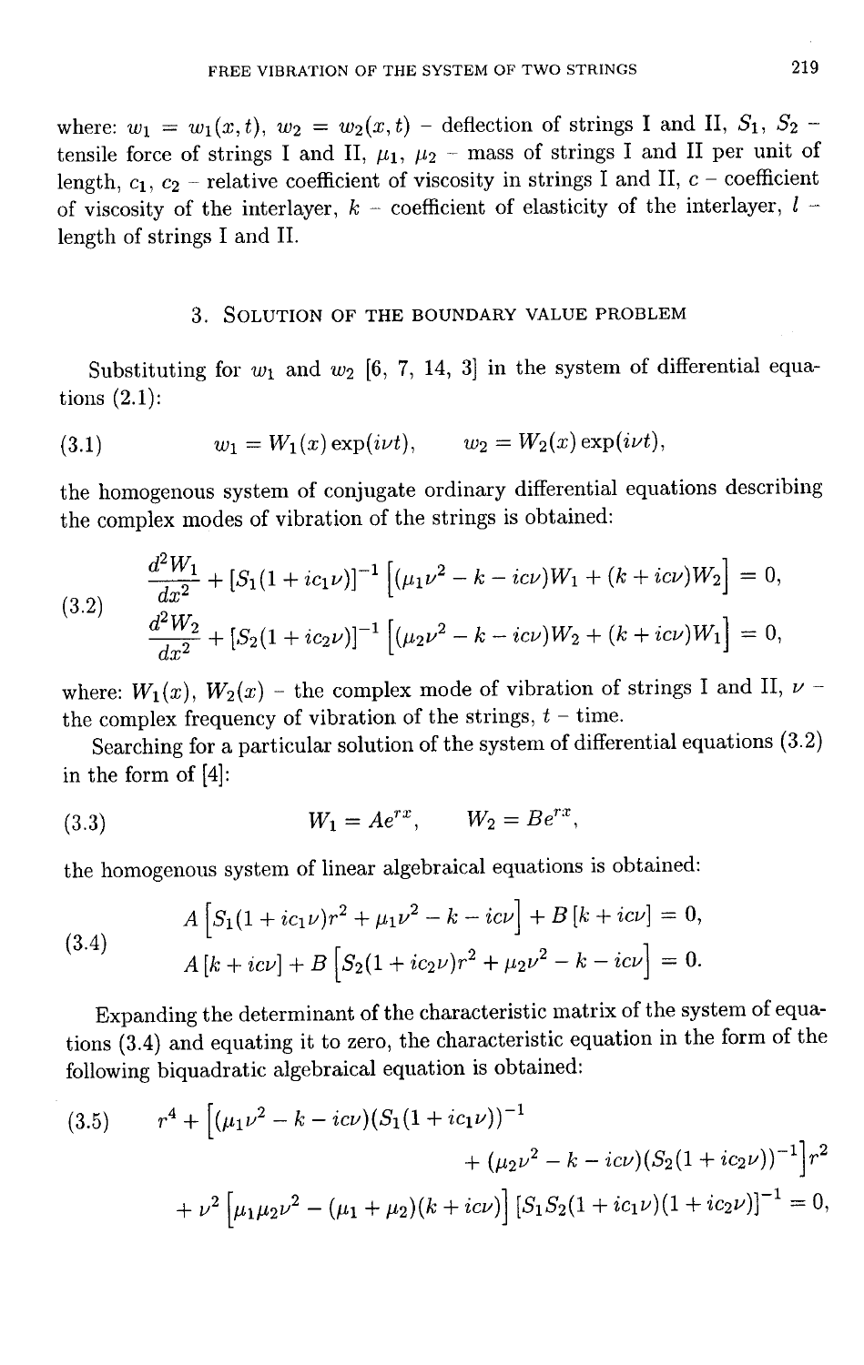where: $w_1 = w_1(x,t)$, $w_2 = w_2(x,t)$ – deflection of strings I and II, $S_1$, $S_2$ – tensile force of strings I and II, $\mu_1$, $\mu_2$ – mass of strings I and II per unit of length, $c_1$, $c_2$ – relative coefficient of viscosity in strings I and II, $c$ – coefficient of viscosity of the interlayer, $k$ – coefficient of elasticity of the interlayer, $l$ – length of strings I and II.

## 3. Solution of the boundary value problem

Substituting for $w_1$ and $w_2$ [6, 7, 14, 3] in the system of differential equations (2.1):

$$w_1 = W_1(x)\exp(i\nu t), \qquad w_2 = W_2(x)\exp(i\nu t), \tag{3.1}$$

the homogenous system of conjugate ordinary differential equations describing the complex modes of vibration of the strings is obtained:

$$\begin{aligned}
&\frac{d^2W_1}{dx^2} + [S_1(1+ic_1\nu)]^{-1}\Big[(\mu_1\nu^2 - k - ic\nu)W_1 + (k+ic\nu)W_2\Big] = 0,\\
&\frac{d^2W_2}{dx^2} + [S_2(1+ic_2\nu)]^{-1}\Big[(\mu_2\nu^2 - k - ic\nu)W_2 + (k+ic\nu)W_1\Big] = 0,
\end{aligned} \tag{3.2}$$

where: $W_1(x)$, $W_2(x)$ – the complex mode of vibration of strings I and II, $\nu$ – the complex frequency of vibration of the strings, $t$ – time.

Searching for a particular solution of the system of differential equations (3.2) in the form of [4]:

$$W_1 = Ae^{rx}, \qquad W_2 = Be^{rx}, \tag{3.3}$$

the homogenous system of linear algebraical equations is obtained:

$$\begin{aligned}
&A\Big[S_1(1+ic_1\nu)r^2 + \mu_1\nu^2 - k - ic\nu\Big] + B\,[k+ic\nu] = 0,\\
&A\,[k+ic\nu] + B\Big[S_2(1+ic_2\nu)r^2 + \mu_2\nu^2 - k - ic\nu\Big] = 0.
\end{aligned} \tag{3.4}$$

Expanding the determinant of the characteristic matrix of the system of equations (3.4) and equating it to zero, the characteristic equation in the form of the following biquadratic algebraical equation is obtained:

$$\begin{aligned}
r^4 + \Big[(\mu_1\nu^2 - k - ic\nu)(S_1(1+ic_1\nu))^{-1}& \\
+ (\mu_2\nu^2 - k - ic\nu)(S_2(1+ic_2\nu))^{-1}\Big]r^2& \\
+ \nu^2\Big[\mu_1\mu_2\nu^2 - (\mu_1+\mu_2)(k+ic\nu)\Big]\,[S_1S_2(1+ic_1\nu)(1+ic_2\nu)]^{-1} = 0&,
\end{aligned} \tag{3.5}$$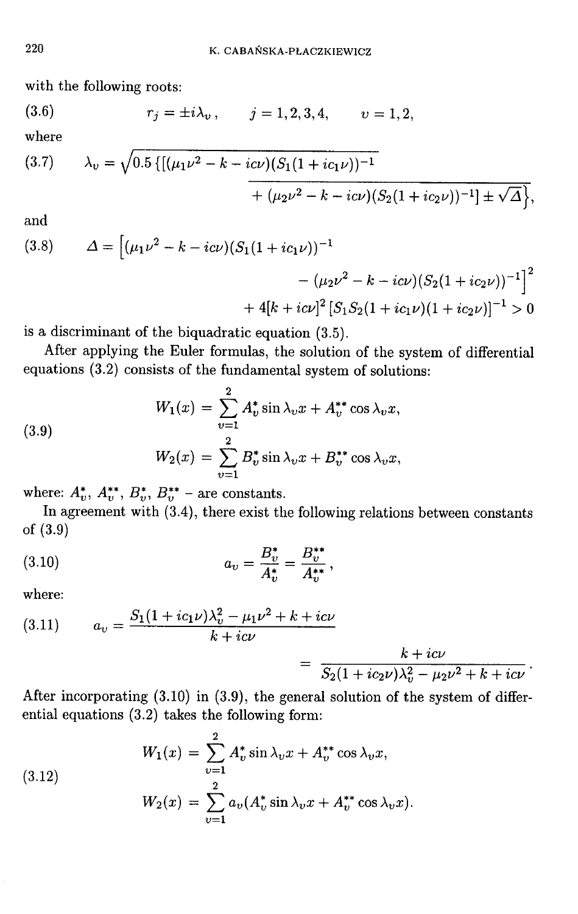with the following roots:

$$r_j = \pm i\lambda_v, \qquad j = 1,2,3,4, \qquad v = 1,2, \tag{3.6}$$

where

$$\lambda_v = \sqrt{0.5\left\{[(\mu_1\nu^2 - k - ic\nu)(S_1(1+ic_1\nu))^{-1} + (\mu_2\nu^2 - k - ic\nu)(S_2(1+ic_2\nu))^{-1}] \pm \sqrt{\Delta}\right\}}, \tag{3.7}$$

and

$$\Delta = \left[(\mu_1\nu^2 - k - ic\nu)(S_1(1+ic_1\nu))^{-1} - (\mu_2\nu^2 - k - ic\nu)(S_2(1+ic_2\nu))^{-1}\right]^2 + 4[k+ic\nu]^2\,[S_1S_2(1+ic_1\nu)(1+ic_2\nu)]^{-1} > 0 \tag{3.8}$$

is a discriminant of the biquadratic equation (3.5).

After applying the Euler formulas, the solution of the system of differential equations (3.2) consists of the fundamental system of solutions:

$$\begin{aligned} W_1(x) &= \sum_{v=1}^{2} A_v^* \sin\lambda_v x + A_v^{**}\cos\lambda_v x, \\ W_2(x) &= \sum_{v=1}^{2} B_v^* \sin\lambda_v x + B_v^{**}\cos\lambda_v x, \end{aligned} \tag{3.9}$$

where: $A_v^*$, $A_v^{**}$, $B_v^*$, $B_v^{**}$ – are constants.

In agreement with (3.4), there exist the following relations between constants of (3.9)

$$a_v = \frac{B_v^*}{A_v^*} = \frac{B_v^{**}}{A_v^{**}}, \tag{3.10}$$

where:

$$a_v = \frac{S_1(1+ic_1\nu)\lambda_v^2 - \mu_1\nu^2 + k + ic\nu}{k+ic\nu} = \frac{k+ic\nu}{S_2(1+ic_2\nu)\lambda_v^2 - \mu_2\nu^2 + k + ic\nu}. \tag{3.11}$$

After incorporating (3.10) in (3.9), the general solution of the system of differential equations (3.2) takes the following form:

$$\begin{aligned} W_1(x) &= \sum_{v=1}^{2} A_v^* \sin\lambda_v x + A_v^{**}\cos\lambda_v x, \\ W_2(x) &= \sum_{v=1}^{2} a_v(A_v^* \sin\lambda_v x + A_v^{**}\cos\lambda_v x). \end{aligned} \tag{3.12}$$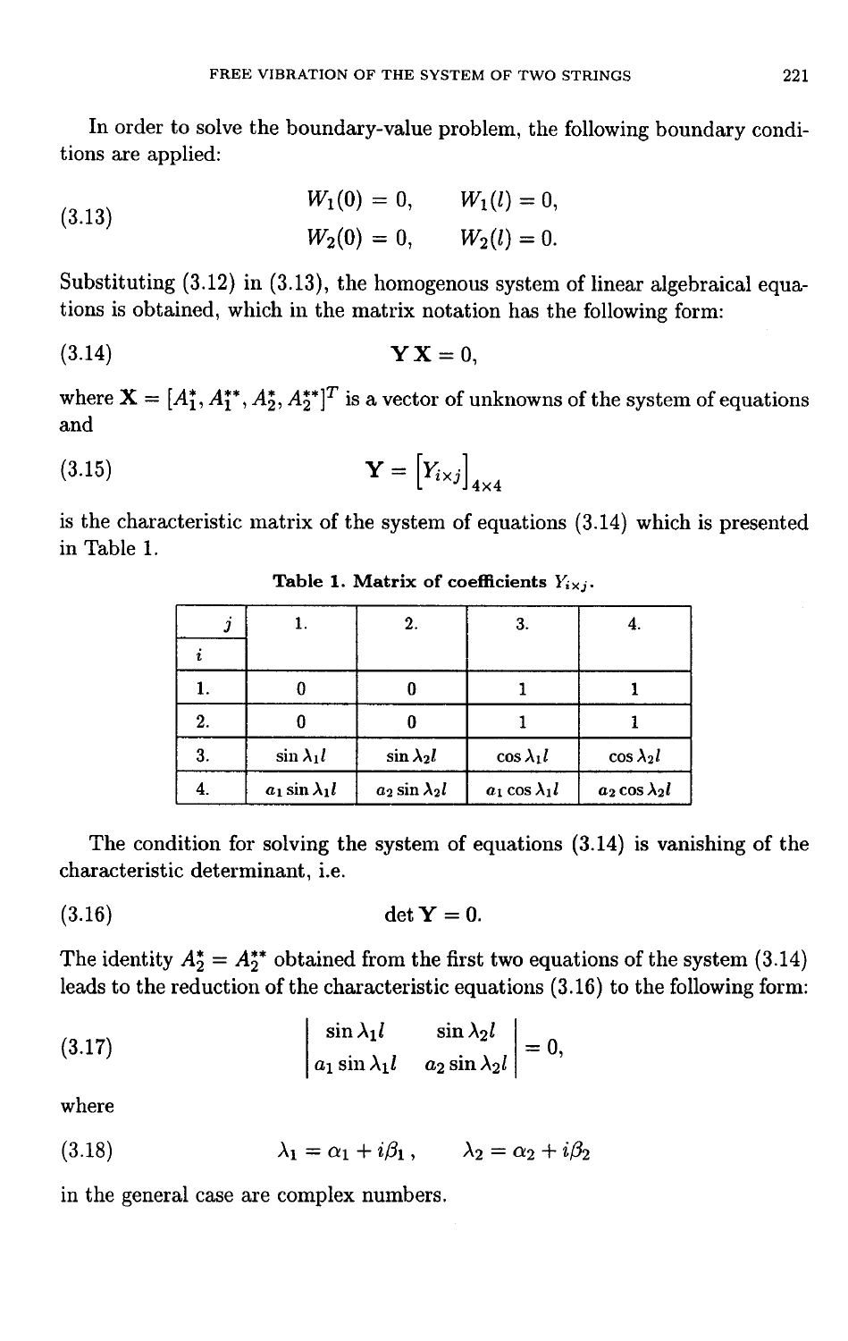In order to solve the boundary-value problem, the following boundary conditions are applied:

$$
\begin{aligned}
W_1(0) &= 0, \qquad W_1(l) = 0, \\
W_2(0) &= 0, \qquad W_2(l) = 0.
\end{aligned}
\tag{3.13}
$$

Substituting (3.12) in (3.13), the homogenous system of linear algebraical equations is obtained, which in the matrix notation has the following form:

$$
\mathbf{Y}\,\mathbf{X} = 0,
\tag{3.14}
$$

where $\mathbf{X} = [A_1^*, A_1^{**}, A_2^*, A_2^{**}]^T$ is a vector of unknowns of the system of equations and

$$
\mathbf{Y} = \left[Y_{i \times j}\right]_{4\times 4}
\tag{3.15}
$$

is the characteristic matrix of the system of equations (3.14) which is presented in Table 1.

**Table 1. Matrix of coefficients $Y_{i \times j}$.**

| $i$ \ $j$ | 1. | 2. | 3. | 4. |
|---|---|---|---|---|
| 1. | 0 | 0 | 1 | 1 |
| 2. | 0 | 0 | 1 | 1 |
| 3. | $\sin \lambda_1 l$ | $\sin \lambda_2 l$ | $\cos \lambda_1 l$ | $\cos \lambda_2 l$ |
| 4. | $a_1 \sin \lambda_1 l$ | $a_2 \sin \lambda_2 l$ | $a_1 \cos \lambda_1 l$ | $a_2 \cos \lambda_2 l$ |

The condition for solving the system of equations (3.14) is vanishing of the characteristic determinant, i.e.

$$
\det \mathbf{Y} = 0.
\tag{3.16}
$$

The identity $A_2^* = A_2^{**}$ obtained from the first two equations of the system (3.14) leads to the reduction of the characteristic equations (3.16) to the following form:

$$
\begin{vmatrix}
\sin \lambda_1 l & \sin \lambda_2 l \\
a_1 \sin \lambda_1 l & a_2 \sin \lambda_2 l
\end{vmatrix} = 0,
\tag{3.17}
$$

where

$$
\lambda_1 = \alpha_1 + i\beta_1\,, \qquad \lambda_2 = \alpha_2 + i\beta_2
\tag{3.18}
$$

in the general case are complex numbers.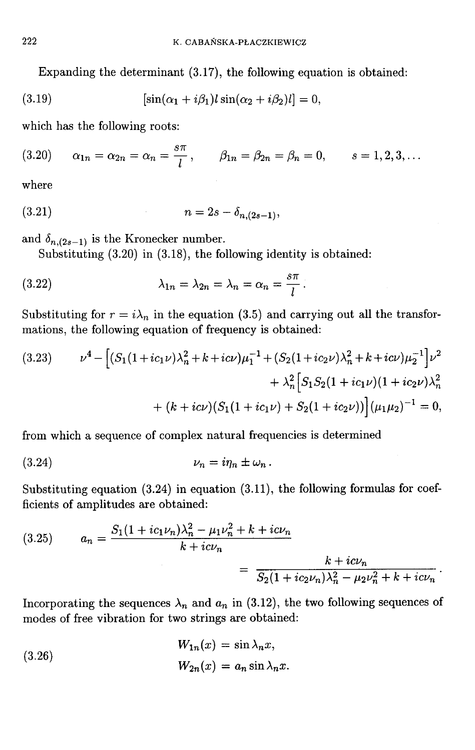Expanding the determinant (3.17), the following equation is obtained:

$$
[\sin(\alpha_1 + i\beta_1)l \sin(\alpha_2 + i\beta_2)l] = 0, \tag{3.19}
$$

which has the following roots:

$$
\alpha_{1n} = \alpha_{2n} = \alpha_n = \frac{s\pi}{l}, \qquad \beta_{1n} = \beta_{2n} = \beta_n = 0, \qquad s = 1, 2, 3, \ldots \tag{3.20}
$$

where

$$
n = 2s - \delta_{n,(2s-1)}, \tag{3.21}
$$

and $\delta_{n,(2s-1)}$ is the Kronecker number.

Substituting (3.20) in (3.18), the following identity is obtained:

$$
\lambda_{1n} = \lambda_{2n} = \lambda_n = \alpha_n = \frac{s\pi}{l}. \tag{3.22}
$$

Substituting for $r = i\lambda_n$ in the equation (3.5) and carrying out all the transformations, the following equation of frequency is obtained:

$$
\begin{aligned}
\nu^4 - \Big[(S_1(1+ic_1\nu)\lambda_n^2 + k + ic\nu)\mu_1^{-1} + (S_2(1+ic_2\nu)\lambda_n^2 + k + ic\nu)\mu_2^{-1}\Big]\nu^2 \\
+ \lambda_n^2\Big[S_1 S_2(1+ic_1\nu)(1+ic_2\nu)\lambda_n^2 \\
+ (k+ic\nu)(S_1(1+ic_1\nu) + S_2(1+ic_2\nu))\Big](\mu_1\mu_2)^{-1} = 0,
\end{aligned} \tag{3.23}
$$

from which a sequence of complex natural frequencies is determined

$$
\nu_n = i\eta_n \pm \omega_n. \tag{3.24}
$$

Substituting equation (3.24) in equation (3.11), the following formulas for coefficients of amplitudes are obtained:

$$
\begin{aligned}
a_n &= \frac{S_1(1+ic_1\nu_n)\lambda_n^2 - \mu_1\nu_n^2 + k + ic\nu_n}{k + ic\nu_n} \\
&= \frac{k + ic\nu_n}{S_2(1+ic_2\nu_n)\lambda_n^2 - \mu_2\nu_n^2 + k + ic\nu_n}.
\end{aligned} \tag{3.25}
$$

Incorporating the sequences $\lambda_n$ and $a_n$ in (3.12), the two following sequences of modes of free vibration for two strings are obtained:

$$
\begin{aligned}
W_{1n}(x) &= \sin \lambda_n x, \\
W_{2n}(x) &= a_n \sin \lambda_n x.
\end{aligned} \tag{3.26}
$$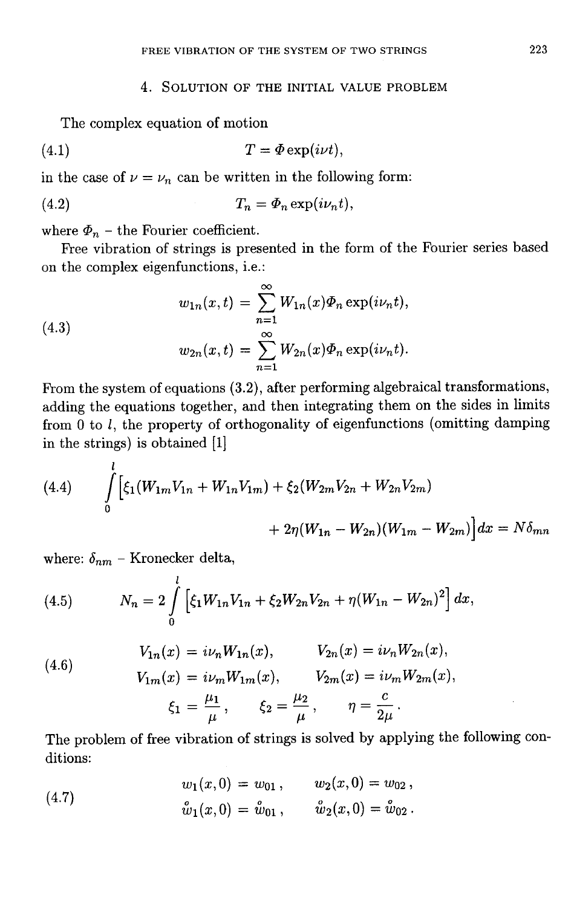## 4. Solution of the initial value problem

The complex equation of motion

$$T = \Phi \exp(i\nu t), \tag{4.1}$$

in the case of $\nu = \nu_n$ can be written in the following form:

$$T_n = \Phi_n \exp(i\nu_n t), \tag{4.2}$$

where $\Phi_n$ – the Fourier coefficient.

Free vibration of strings is presented in the form of the Fourier series based on the complex eigenfunctions, i.e.:

$$\begin{aligned} w_{1n}(x,t) &= \sum_{n=1}^{\infty} W_{1n}(x)\Phi_n \exp(i\nu_n t), \\ w_{2n}(x,t) &= \sum_{n=1}^{\infty} W_{2n}(x)\Phi_n \exp(i\nu_n t). \end{aligned} \tag{4.3}$$

From the system of equations (3.2), after performing algebraical transformations, adding the equations together, and then integrating them on the sides in limits from 0 to $l$, the property of orthogonality of eigenfunctions (omitting damping in the strings) is obtained [1]

$$\int_0^l \Big[\xi_1(W_{1m}V_{1n} + W_{1n}V_{1m}) + \xi_2(W_{2m}V_{2n} + W_{2n}V_{2m}) + 2\eta(W_{1n} - W_{2n})(W_{1m} - W_{2m})\Big]dx = N\delta_{mn} \tag{4.4}$$

where: $\delta_{nm}$ – Kronecker delta,

$$N_n = 2\int_0^l \left[\xi_1 W_{1n}V_{1n} + \xi_2 W_{2n}V_{2n} + \eta(W_{1n} - W_{2n})^2\right]dx, \tag{4.5}$$

$$\begin{aligned} V_{1n}(x) &= i\nu_n W_{1n}(x), & V_{2n}(x) &= i\nu_n W_{2n}(x), \\ V_{1m}(x) &= i\nu_m W_{1m}(x), & V_{2m}(x) &= i\nu_m W_{2m}(x), \end{aligned} \tag{4.6}$$

$$\xi_1 = \frac{\mu_1}{\mu}, \qquad \xi_2 = \frac{\mu_2}{\mu}, \qquad \eta = \frac{c}{2\mu}.$$

The problem of free vibration of strings is solved by applying the following conditions:

$$\begin{aligned} w_1(x,0) &= w_{01}, & w_2(x,0) &= w_{02}, \\ \overset{o}{w}_1(x,0) &= \overset{o}{w}_{01}, & \overset{o}{w}_2(x,0) &= \overset{o}{w}_{02}. \end{aligned} \tag{4.7}$$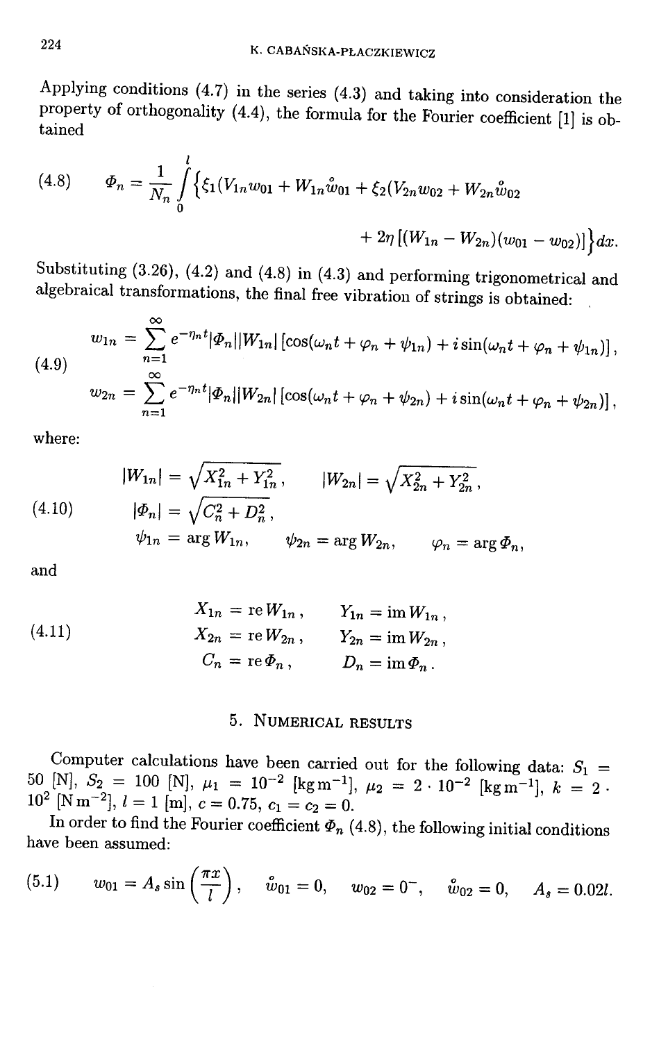Applying conditions (4.7) in the series (4.3) and taking into consideration the property of orthogonality (4.4), the formula for the Fourier coefficient [1] is obtained

$$
(4.8) \qquad \Phi_n = \frac{1}{N_n} \int_0^l \Big\{ \xi_1 (V_{1n} w_{01} + W_{1n} \overset{\circ}{w}_{01} + \xi_2 (V_{2n} w_{02} + W_{2n} \overset{\circ}{w}_{02} + 2\eta \left[ (W_{1n} - W_{2n})(w_{01} - w_{02}) \right] \Big\} dx .
$$

Substituting (3.26), (4.2) and (4.8) in (4.3) and performing trigonometrical and algebraical transformations, the final free vibration of strings is obtained:

$$
(4.9) \qquad
\begin{aligned}
w_{1n} &= \sum_{n=1}^{\infty} e^{-\eta_n t} |\Phi_n| |W_{1n}| \left[ \cos(\omega_n t + \varphi_n + \psi_{1n}) + i \sin(\omega_n t + \varphi_n + \psi_{1n}) \right], \\
w_{2n} &= \sum_{n=1}^{\infty} e^{-\eta_n t} |\Phi_n| |W_{2n}| \left[ \cos(\omega_n t + \varphi_n + \psi_{2n}) + i \sin(\omega_n t + \varphi_n + \psi_{2n}) \right],
\end{aligned}
$$

where:

$$
(4.10) \qquad
\begin{aligned}
&|W_{1n}| = \sqrt{X_{1n}^2 + Y_{1n}^2}, \qquad |W_{2n}| = \sqrt{X_{2n}^2 + Y_{2n}^2}, \\
&|\Phi_n| = \sqrt{C_n^2 + D_n^2}, \\
&\psi_{1n} = \arg W_{1n}, \qquad \psi_{2n} = \arg W_{2n}, \qquad \varphi_n = \arg \Phi_n,
\end{aligned}
$$

and

$$
(4.11) \qquad
\begin{aligned}
X_{1n} &= \operatorname{re} W_{1n}, \qquad & Y_{1n} &= \operatorname{im} W_{1n}, \\
X_{2n} &= \operatorname{re} W_{2n}, \qquad & Y_{2n} &= \operatorname{im} W_{2n}, \\
C_n &= \operatorname{re} \Phi_n, \qquad & D_n &= \operatorname{im} \Phi_n .
\end{aligned}
$$

## 5. Numerical results

Computer calculations have been carried out for the following data: $S_1 = 50$ [N], $S_2 = 100$ [N], $\mu_1 = 10^{-2}$ [kg m$^{-1}$], $\mu_2 = 2 \cdot 10^{-2}$ [kg m$^{-1}$], $k = 2 \cdot 10^2$ [N m$^{-2}$], $l = 1$ [m], $c = 0.75$, $c_1 = c_2 = 0$.

In order to find the Fourier coefficient $\Phi_n$ (4.8), the following initial conditions have been assumed:

$$
(5.1) \qquad w_{01} = A_s \sin\left(\frac{\pi x}{l}\right), \qquad \overset{\circ}{w}_{01} = 0, \qquad w_{02} = 0^{-}, \qquad \overset{\circ}{w}_{02} = 0, \qquad A_s = 0.02 l.
$$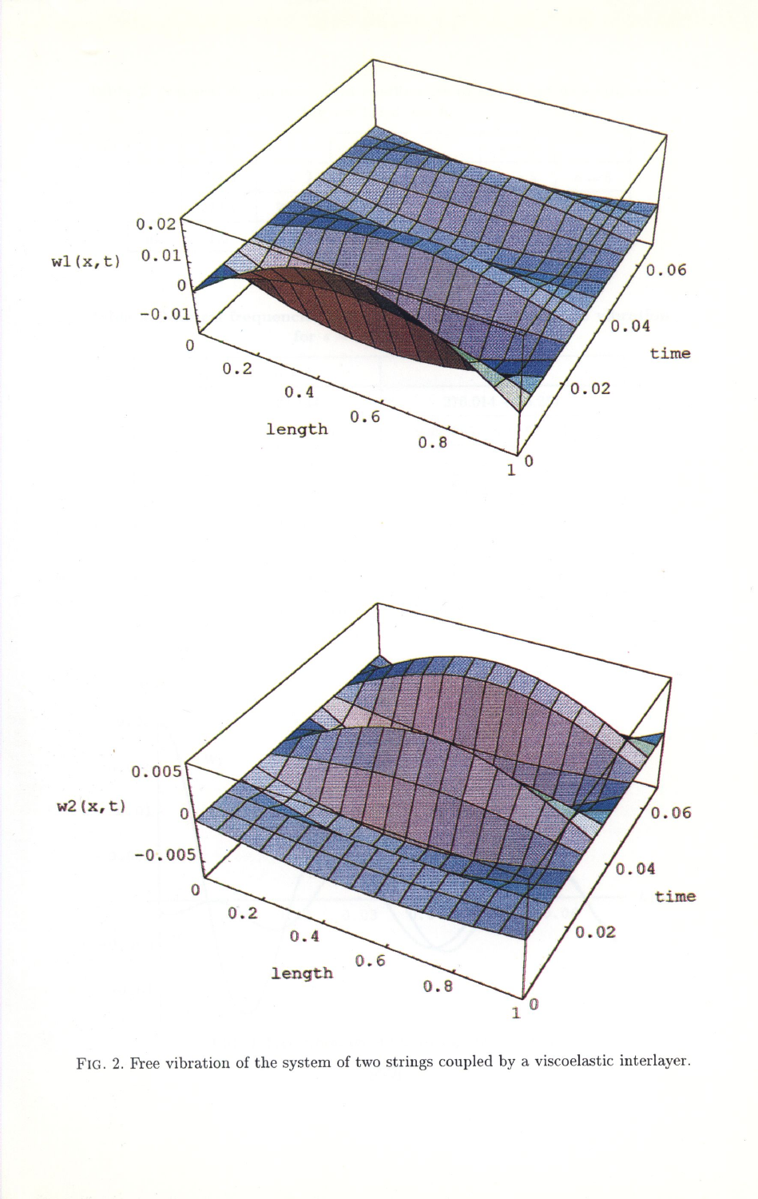FIG. 2. Free vibration of the system of two strings coupled by a viscoelastic interlayer.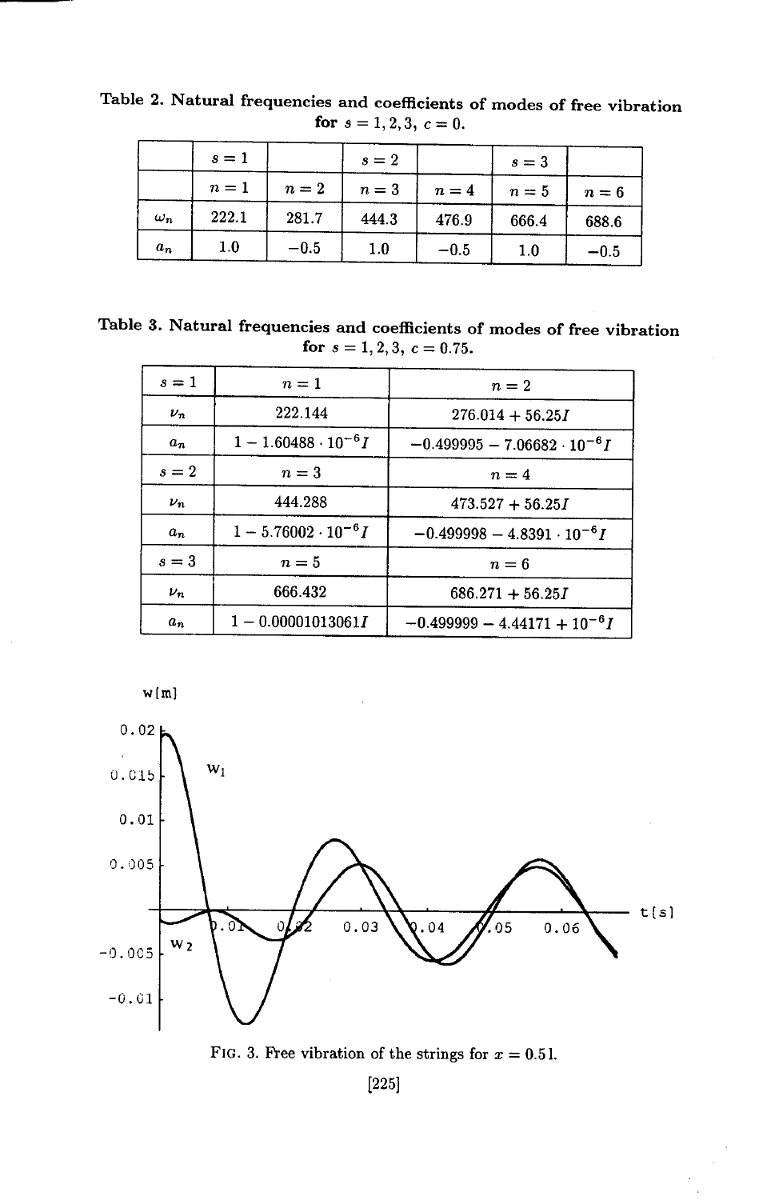**Table 2. Natural frequencies and coefficients of modes of free vibration for $s = 1, 2, 3$, $c = 0$.**

| | $s = 1$ | | $s = 2$ | | $s = 3$ | |
|---|---|---|---|---|---|---|
| | $n = 1$ | $n = 2$ | $n = 3$ | $n = 4$ | $n = 5$ | $n = 6$ |
| $\omega_n$ | 222.1 | 281.7 | 444.3 | 476.9 | 666.4 | 688.6 |
| $a_n$ | 1.0 | $-0.5$ | 1.0 | $-0.5$ | 1.0 | $-0.5$ |

**Table 3. Natural frequencies and coefficients of modes of free vibration for $s = 1, 2, 3$, $c = 0.75$.**

| $s = 1$ | $n = 1$ | $n = 2$ |
|---|---|---|
| $\nu_n$ | 222.144 | $276.014 + 56.25I$ |
| $a_n$ | $1 - 1.60488 \cdot 10^{-6}I$ | $-0.499995 - 7.06682 \cdot 10^{-6}I$ |
| $s = 2$ | $n = 3$ | $n = 4$ |
| $\nu_n$ | 444.288 | $473.527 + 56.25I$ |
| $a_n$ | $1 - 5.76002 \cdot 10^{-6}I$ | $-0.499998 - 4.8391 \cdot 10^{-6}I$ |
| $s = 3$ | $n = 5$ | $n = 6$ |
| $\nu_n$ | 666.432 | $686.271 + 56.25I$ |
| $a_n$ | $1 - 0.0000101306II$ | $-0.499999 - 4.44171 + 10^{-6}I$ |

FIG. 3. Free vibration of the strings for $x = 0.5\,l$.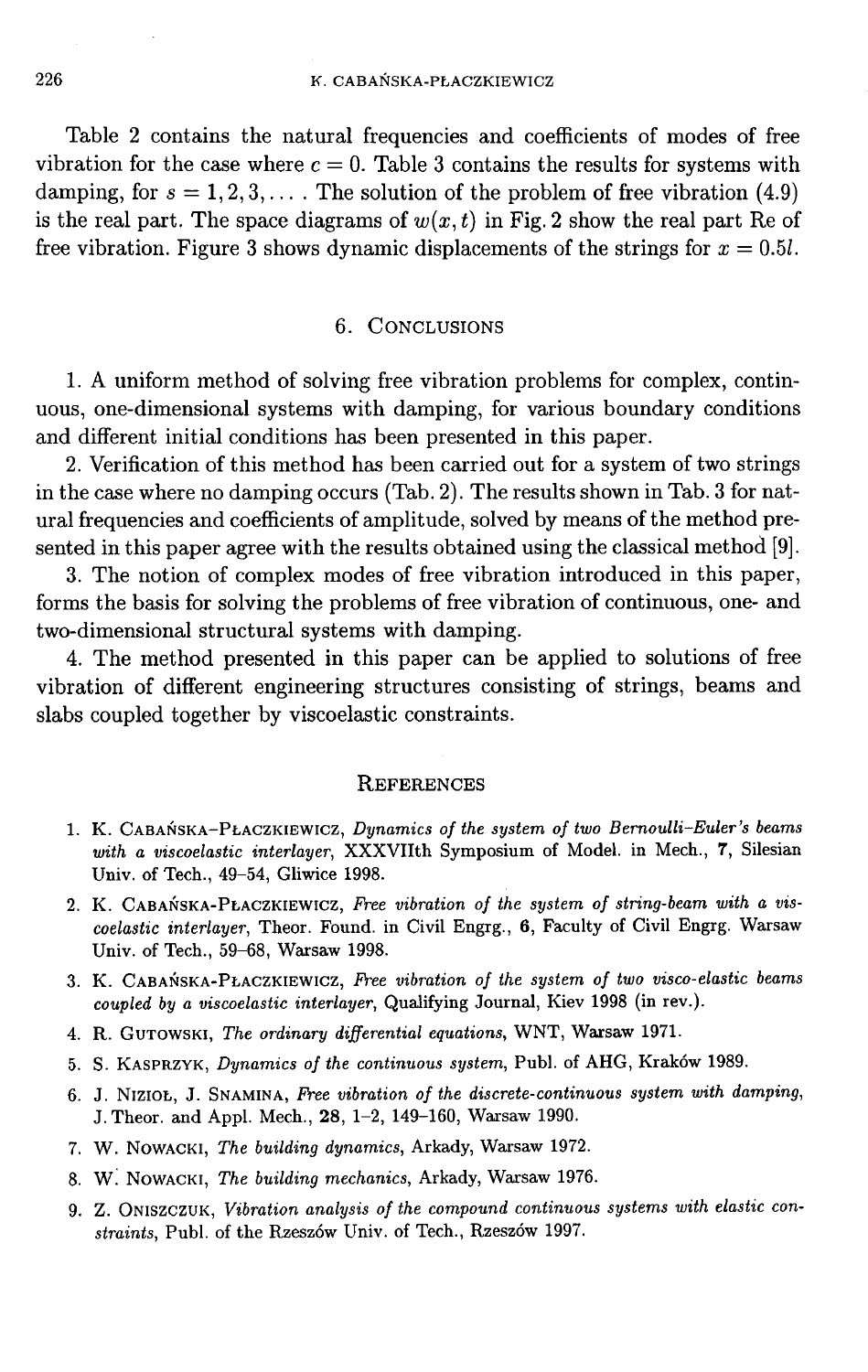Table 2 contains the natural frequencies and coefficients of modes of free vibration for the case where $c = 0$. Table 3 contains the results for systems with damping, for $s = 1, 2, 3, \dots$ . The solution of the problem of free vibration (4.9) is the real part. The space diagrams of $w(x, t)$ in Fig. 2 show the real part Re of free vibration. Figure 3 shows dynamic displacements of the strings for $x = 0.5l$.

## 6. Conclusions

1. A uniform method of solving free vibration problems for complex, continuous, one-dimensional systems with damping, for various boundary conditions and different initial conditions has been presented in this paper.

2. Verification of this method has been carried out for a system of two strings in the case where no damping occurs (Tab. 2). The results shown in Tab. 3 for natural frequencies and coefficients of amplitude, solved by means of the method presented in this paper agree with the results obtained using the classical method [9].

3. The notion of complex modes of free vibration introduced in this paper, forms the basis for solving the problems of free vibration of continuous, one- and two-dimensional structural systems with damping.

4. The method presented in this paper can be applied to solutions of free vibration of different engineering structures consisting of strings, beams and slabs coupled together by viscoelastic constraints.

## References

1. K. Cabańska-Płaczkiewicz, *Dynamics of the system of two Bernoulli-Euler's beams with a viscoelastic interlayer*, XXXVIIth Symposium of Model. in Mech., **7**, Silesian Univ. of Tech., 49–54, Gliwice 1998.
2. K. Cabańska-Płaczkiewicz, *Free vibration of the system of string-beam with a viscoelastic interlayer*, Theor. Found. in Civil Engrg., **6**, Faculty of Civil Engrg. Warsaw Univ. of Tech., 59–68, Warsaw 1998.
3. K. Cabańska-Płaczkiewicz, *Free vibration of the system of two visco-elastic beams coupled by a viscoelastic interlayer*, Qualifying Journal, Kiev 1998 (in rev.).
4. R. Gutowski, *The ordinary differential equations*, WNT, Warsaw 1971.
5. S. Kasprzyk, *Dynamics of the continuous system*, Publ. of AHG, Kraków 1989.
6. J. Nizioł, J. Snamina, *Free vibration of the discrete-continuous system with damping*, J. Theor. and Appl. Mech., **28**, 1–2, 149–160, Warsaw 1990.
7. W. Nowacki, *The building dynamics*, Arkady, Warsaw 1972.
8. W. Nowacki, *The building mechanics*, Arkady, Warsaw 1976.
9. Z. Oniszczuk, *Vibration analysis of the compound continuous systems with elastic constraints*, Publ. of the Rzeszów Univ. of Tech., Rzeszów 1997.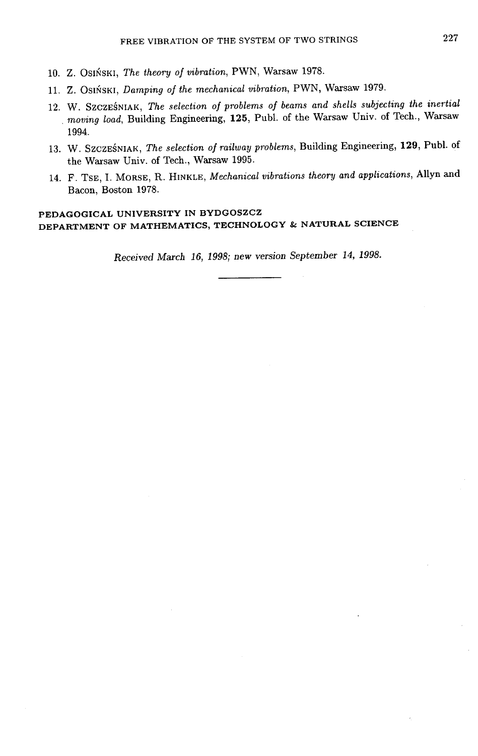10. Z. Osiński, *The theory of vibration*, PWN, Warsaw 1978.
11. Z. Osiński, *Damping of the mechanical vibration*, PWN, Warsaw 1979.
12. W. Szcześniak, *The selection of problems of beams and shells subjecting the inertial moving load*, Building Engineering, **125**, Publ. of the Warsaw Univ. of Tech., Warsaw 1994.
13. W. Szcześniak, *The selection of railway problems*, Building Engineering, **129**, Publ. of the Warsaw Univ. of Tech., Warsaw 1995.
14. F. Tse, I. Morse, R. Hinkle, *Mechanical vibrations theory and applications*, Allyn and Bacon, Boston 1978.

**PEDAGOGICAL UNIVERSITY IN BYDGOSZCZ**
**DEPARTMENT OF MATHEMATICS, TECHNOLOGY & NATURAL SCIENCE**

*Received March 16, 1998; new version September 14, 1998.*